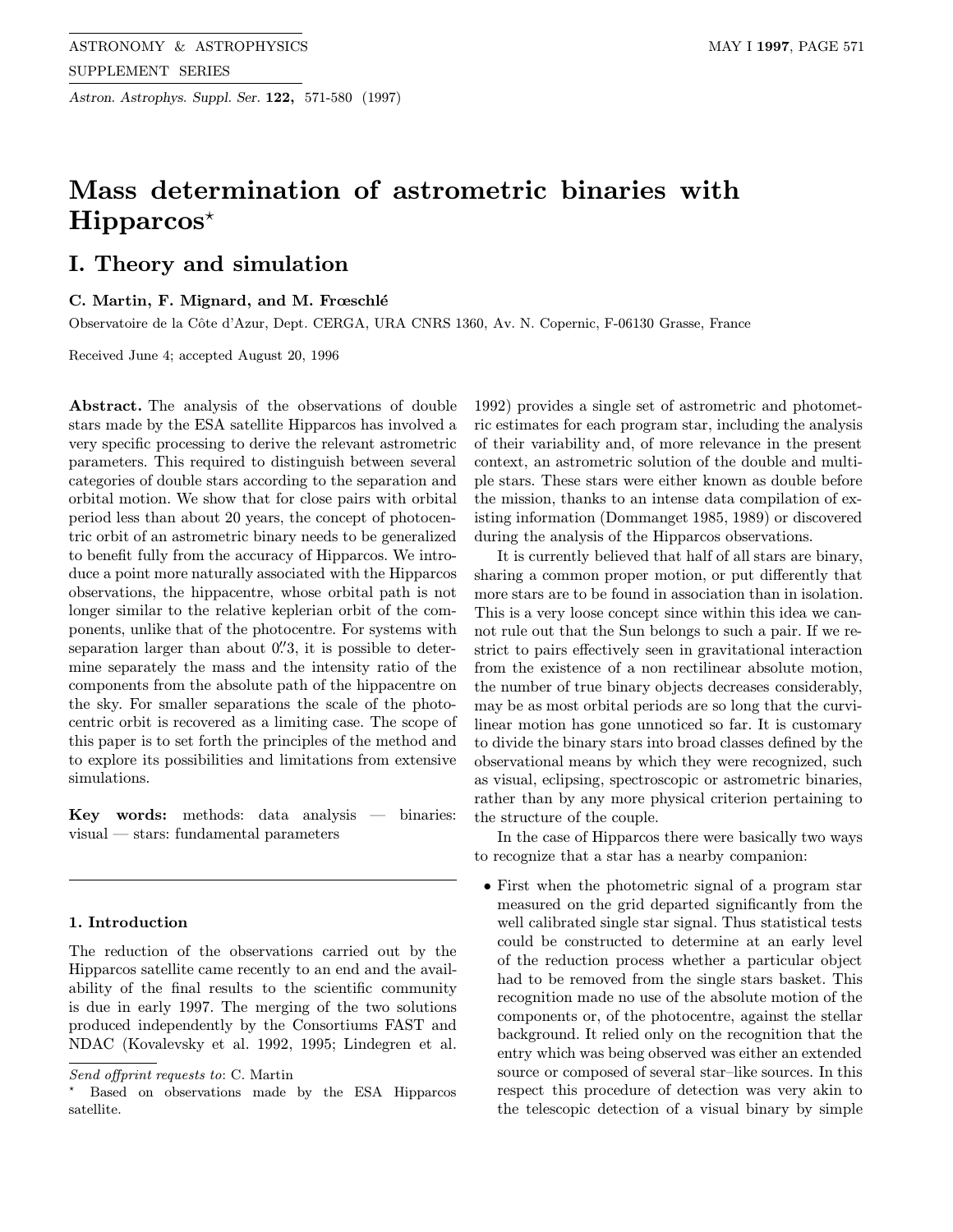# Mass determination of astrometric binaries with Hipparcos*

## I. Theory and simulation

**C. Martin, F. Mignard, and M. Frœschlé**

Observatoire de la Côte d'Azur, Dept. CERGA, URA CNRS 1360, Av. N. Copernic, F-06130 Grasse, France

Received June 4; accepted August 20, 1996

**Abstract.** The analysis of the observations of double stars made by the ESA satellite Hipparcos has involved a very specific processing to derive the relevant astrometric parameters. This required to distinguish between several categories of double stars according to the separation and orbital motion. We show that for close pairs with orbital period less than about 20 years, the concept of photocentric orbit of an astrometric binary needs to be generalized to benefit fully from the accuracy of Hipparcos. We introduce a point more naturally associated with the Hipparcos observations, the hippacentre, whose orbital path is not longer similar to the relative keplerian orbit of the components, unlike that of the photocentre. For systems with separation larger than about 0.″3, it is possible to determine separately the mass and the intensity ratio of the components from the absolute path of the hippacentre on the sky. For smaller separations the scale of the photocentric orbit is recovered as a limiting case. The scope of this paper is to set forth the principles of the method and to explore its possibilities and limitations from extensive simulations.

**Key words:** methods: data analysis — binaries: visual — stars: fundamental parameters

## 1. Introduction

The reduction of the observations carried out by the Hipparcos satellite came recently to an end and the availability of the final results to the scientific community is due in early 1997. The merging of the two solutions produced independently by the Consortiums FAST and NDAC (Kovalevsky et al. 1992, 1995; Lindegren et al. 1992) provides a single set of astrometric and photometric estimates for each program star, including the analysis of their variability and, of more relevance in the present context, an astrometric solution of the double and multiple stars. These stars were either known as double before the mission, thanks to an intense data compilation of existing information (Dommanget 1985, 1989) or discovered during the analysis of the Hipparcos observations.

It is currently believed that half of all stars are binary, sharing a common proper motion, or put differently that more stars are to be found in association than in isolation. This is a very loose concept since within this idea we cannot rule out that the Sun belongs to such a pair. If we restrict to pairs effectively seen in gravitational interaction from the existence of a non rectilinear absolute motion, the number of true binary objects decreases considerably, may be as most orbital periods are so long that the curvilinear motion has gone unnoticed so far. It is customary to divide the binary stars into broad classes defined by the observational means by which they were recognized, such as visual, eclipsing, spectroscopic or astrometric binaries, rather than by any more physical criterion pertaining to the structure of the couple.

In the case of Hipparcos there were basically two ways to recognize that a star has a nearby companion:

- First when the photometric signal of a program star measured on the grid departed significantly from the well calibrated single star signal. Thus statistical tests could be constructed to determine at an early level of the reduction process whether a particular object had to be removed from the single stars basket. This recognition made no use of the absolute motion of the components or, of the photocentre, against the stellar background. It relied only on the recognition that the entry which was being observed was either an extended source or composed of several star–like sources. In this respect this procedure of detection was very akin to the telescopic detection of a visual binary by simple

---

Send offprint requests to: C. Martin

* Based on observations made by the ESA Hipparcos satellite.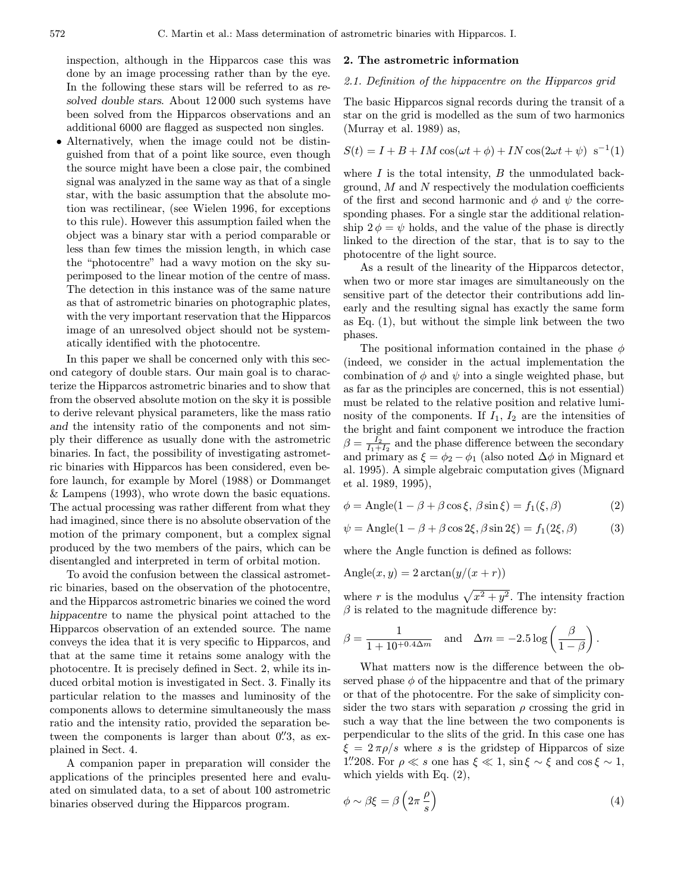inspection, although in the Hipparcos case this was done by an image processing rather than by the eye. In the following these stars will be referred to as *resolved double stars*. About 12 000 such systems have been solved from the Hipparcos observations and an additional 6000 are flagged as suspected non singles.

- Alternatively, when the image could not be distinguished from that of a point like source, even though the source might have been a close pair, the combined signal was analyzed in the same way as that of a single star, with the basic assumption that the absolute motion was rectilinear, (see Wielen 1996, for exceptions to this rule). However this assumption failed when the object was a binary star with a period comparable or less than few times the mission length, in which case the "photocentre" had a wavy motion on the sky superimposed to the linear motion of the centre of mass. The detection in this instance was of the same nature as that of astrometric binaries on photographic plates, with the very important reservation that the Hipparcos image of an unresolved object should not be systematically identified with the photocentre.

In this paper we shall be concerned only with this second category of double stars. Our main goal is to characterize the Hipparcos astrometric binaries and to show that from the observed absolute motion on the sky it is possible to derive relevant physical parameters, like the mass ratio *and* the intensity ratio of the components and not simply their difference as usually done with the astrometric binaries. In fact, the possibility of investigating astrometric binaries with Hipparcos has been considered, even before launch, for example by Morel (1988) or Dommanget & Lampens (1993), who wrote down the basic equations. The actual processing was rather different from what they had imagined, since there is no absolute observation of the motion of the primary component, but a complex signal produced by the two members of the pairs, which can be disentangled and interpreted in term of orbital motion.

To avoid the confusion between the classical astrometric binaries, based on the observation of the photocentre, and the Hipparcos astrometric binaries we coined the word *hippacentre* to name the physical point attached to the Hipparcos observation of an extended source. The name conveys the idea that it is very specific to Hipparcos, and that at the same time it retains some analogy with the photocentre. It is precisely defined in Sect. 2, while its induced orbital motion is investigated in Sect. 3. Finally its particular relation to the masses and luminosity of the components allows to determine simultaneously the mass ratio and the intensity ratio, provided the separation between the components is larger than about 0.″3, as explained in Sect. 4.

A companion paper in preparation will consider the applications of the principles presented here and evaluated on simulated data, to a set of about 100 astrometric binaries observed during the Hipparcos program.

## 2. The astrometric information

### 2.1. Definition of the hippacentre on the Hipparcos grid

The basic Hipparcos signal records during the transit of a star on the grid is modelled as the sum of two harmonics (Murray et al. 1989) as,

$$S(t) = I + B + IM\cos(\omega t + \phi) + IN\cos(2\omega t + \psi) \;\; \mathrm{s}^{-1} \quad (1)$$

where $I$ is the total intensity, $B$ the unmodulated background, $M$ and $N$ respectively the modulation coefficients of the first and second harmonic and $\phi$ and $\psi$ the corresponding phases. For a single star the additional relationship $2\,\phi = \psi$ holds, and the value of the phase is directly linked to the direction of the star, that is to say to the photocentre of the light source.

As a result of the linearity of the Hipparcos detector, when two or more star images are simultaneously on the sensitive part of the detector their contributions add linearly and the resulting signal has exactly the same form as Eq. (1), but without the simple link between the two phases.

The positional information contained in the phase $\phi$ (indeed, we consider in the actual implementation the combination of $\phi$ and $\psi$ into a single weighted phase, but as far as the principles are concerned, this is not essential) must be related to the relative position and relative luminosity of the components. If $I_1$, $I_2$ are the intensities of the bright and faint component we introduce the fraction $\beta = \frac{I_2}{I_1+I_2}$ and the phase difference between the secondary and primary as $\xi = \phi_2 - \phi_1$ (also noted $\Delta\phi$ in Mignard et al. 1995). A simple algebraic computation gives (Mignard et al. 1989, 1995),

$$\phi = \mathrm{Angle}(1 - \beta + \beta\cos\xi,\ \beta\sin\xi) = f_1(\xi, \beta) \quad (2)$$

$$\psi = \mathrm{Angle}(1 - \beta + \beta\cos 2\xi, \beta\sin 2\xi) = f_1(2\xi, \beta) \quad (3)$$

where the Angle function is defined as follows:

$$\mathrm{Angle}(x, y) = 2\arctan(y/(x + r))$$

where $r$ is the modulus $\sqrt{x^2 + y^2}$. The intensity fraction $\beta$ is related to the magnitude difference by:

$$\beta = \frac{1}{1 + 10^{+0.4\Delta m}} \quad \text{and} \quad \Delta m = -2.5\log\left(\frac{\beta}{1-\beta}\right).$$

What matters now is the difference between the observed phase $\phi$ of the hippacentre and that of the primary or that of the photocentre. For the sake of simplicity consider the two stars with separation $\rho$ crossing the grid in such a way that the line between the two components is perpendicular to the slits of the grid. In this case one has $\xi = 2\,\pi\rho/s$ where $s$ is the gridstep of Hipparcos of size 1.″208. For $\rho \ll s$ one has $\xi \ll 1$, $\sin\xi \sim \xi$ and $\cos\xi \sim 1$, which yields with Eq. (2),

$$\phi \sim \beta\xi = \beta\left(2\pi\,\frac{\rho}{s}\right) \quad (4)$$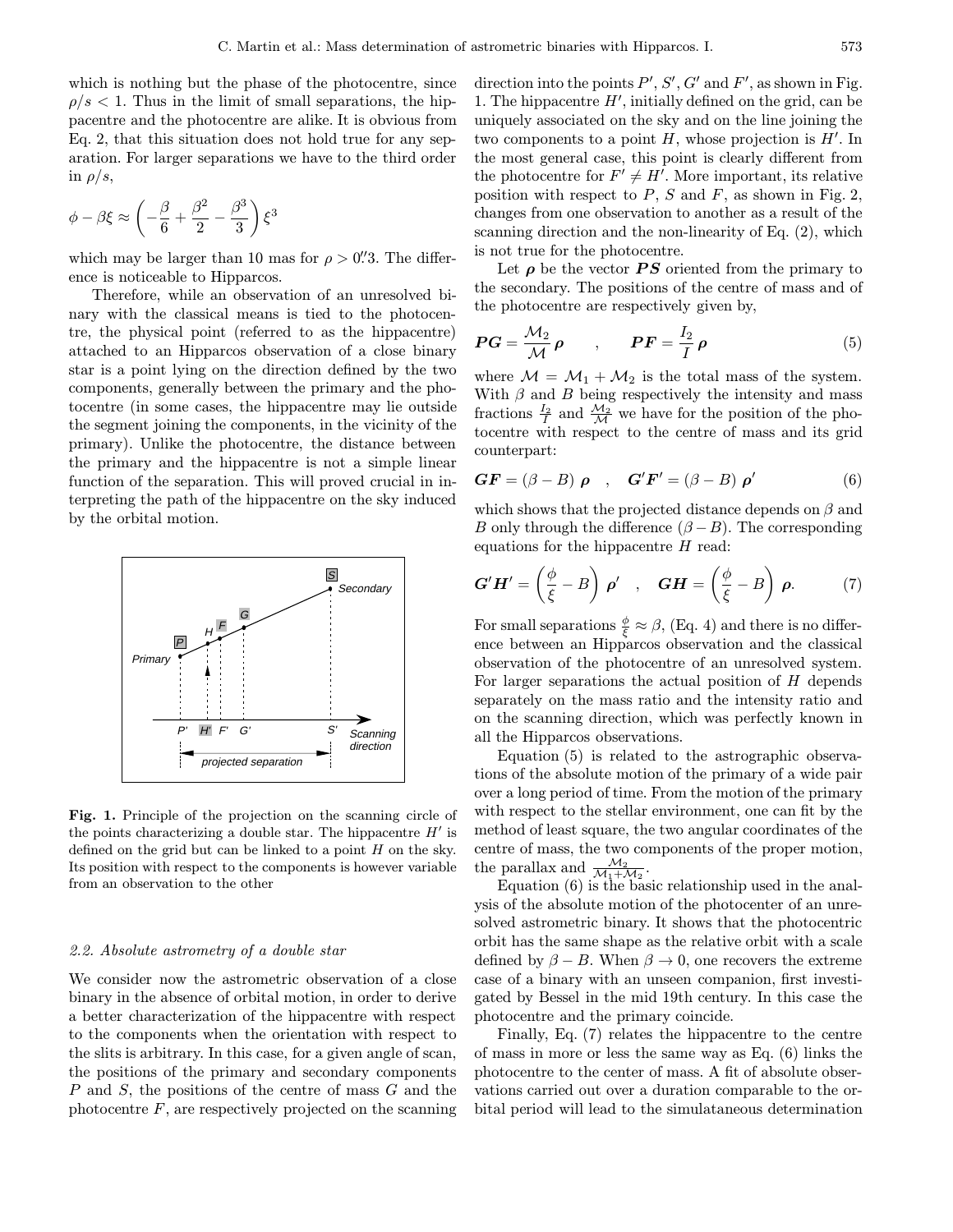which is nothing but the phase of the photocentre, since $\rho/s < 1$. Thus in the limit of small separations, the hippacentre and the photocentre are alike. It is obvious from Eq. 2, that this situation does not hold true for any separation. For larger separations we have to the third order in $\rho/s$,

$$\phi - \beta\xi \approx \left(-\frac{\beta}{6} + \frac{\beta^2}{2} - \frac{\beta^3}{3}\right)\xi^3$$

which may be larger than 10 mas for $\rho > 0.''3$. The difference is noticeable to Hipparcos.

Therefore, while an observation of an unresolved binary with the classical means is tied to the photocentre, the physical point (referred to as the hippacentre) attached to an Hipparcos observation of a close binary star is a point lying on the direction defined by the two components, generally between the primary and the photocentre (in some cases, the hippacentre may lie outside the segment joining the components, in the vicinity of the primary). Unlike the photocentre, the distance between the primary and the hippacentre is not a simple linear function of the separation. This will proved crucial in interpreting the path of the hippacentre on the sky induced by the orbital motion.

**Fig. 1.** Principle of the projection on the scanning circle of the points characterizing a double star. The hippacentre $H'$ is defined on the grid but can be linked to a point $H$ on the sky. Its position with respect to the components is however variable from an observation to the other

### 2.2. Absolute astrometry of a double star

We consider now the astrometric observation of a close binary in the absence of orbital motion, in order to derive a better characterization of the hippacentre with respect to the components when the orientation with respect to the slits is arbitrary. In this case, for a given angle of scan, the positions of the primary and secondary components $P$ and $S$, the positions of the centre of mass $G$ and the photocentre $F$, are respectively projected on the scanning direction into the points $P'$, $S'$, $G'$ and $F'$, as shown in Fig. 1. The hippacentre $H'$, initially defined on the grid, can be uniquely associated on the sky and on the line joining the two components to a point $H$, whose projection is $H'$. In the most general case, this point is clearly different from the photocentre for $F' \neq H'$. More important, its relative position with respect to $P$, $S$ and $F$, as shown in Fig. 2, changes from one observation to another as a result of the scanning direction and the non-linearity of Eq. (2), which is not true for the photocentre.

Let $\boldsymbol{\rho}$ be the vector $\boldsymbol{PS}$ oriented from the primary to the secondary. The positions of the centre of mass and of the photocentre are respectively given by,

$$\boldsymbol{PG} = \frac{\mathcal{M}_2}{\mathcal{M}}\,\boldsymbol{\rho} \qquad , \qquad \boldsymbol{PF} = \frac{I_2}{I}\,\boldsymbol{\rho} \tag{5}$$

where $\mathcal{M} = \mathcal{M}_1 + \mathcal{M}_2$ is the total mass of the system. With $\beta$ and $B$ being respectively the intensity and mass fractions $\frac{I_2}{I}$ and $\frac{\mathcal{M}_2}{\mathcal{M}}$ we have for the position of the photocentre with respect to the centre of mass and its grid counterpart:

$$\boldsymbol{GF} = (\beta - B)\ \boldsymbol{\rho} \quad , \quad \boldsymbol{G'F'} = (\beta - B)\ \boldsymbol{\rho}' \tag{6}$$

which shows that the projected distance depends on $\beta$ and $B$ only through the difference $(\beta - B)$. The corresponding equations for the hippacentre $H$ read:

$$\boldsymbol{G'H'} = \left(\frac{\phi}{\xi} - B\right)\ \boldsymbol{\rho}' \quad , \quad \boldsymbol{GH} = \left(\frac{\phi}{\xi} - B\right)\ \boldsymbol{\rho}. \tag{7}$$

For small separations $\frac{\phi}{\xi} \approx \beta$, (Eq. 4) and there is no difference between an Hipparcos observation and the classical observation of the photocentre of an unresolved system. For larger separations the actual position of $H$ depends separately on the mass ratio and the intensity ratio and on the scanning direction, which was perfectly known in all the Hipparcos observations.

Equation (5) is related to the astrographic observations of the absolute motion of the primary of a wide pair over a long period of time. From the motion of the primary with respect to the stellar environment, one can fit by the method of least square, the two angular coordinates of the centre of mass, the two components of the proper motion, the parallax and $\frac{\mathcal{M}_2}{\mathcal{M}_1+\mathcal{M}_2}$.

Equation (6) is the basic relationship used in the analysis of the absolute motion of the photocenter of an unresolved astrometric binary. It shows that the photocentric orbit has the same shape as the relative orbit with a scale defined by $\beta - B$. When $\beta \to 0$, one recovers the extreme case of a binary with an unseen companion, first investigated by Bessel in the mid 19th century. In this case the photocentre and the primary coincide.

Finally, Eq. (7) relates the hippacentre to the centre of mass in more or less the same way as Eq. (6) links the photocentre to the center of mass. A fit of absolute observations carried out over a duration comparable to the orbital period will lead to the simulataneous determination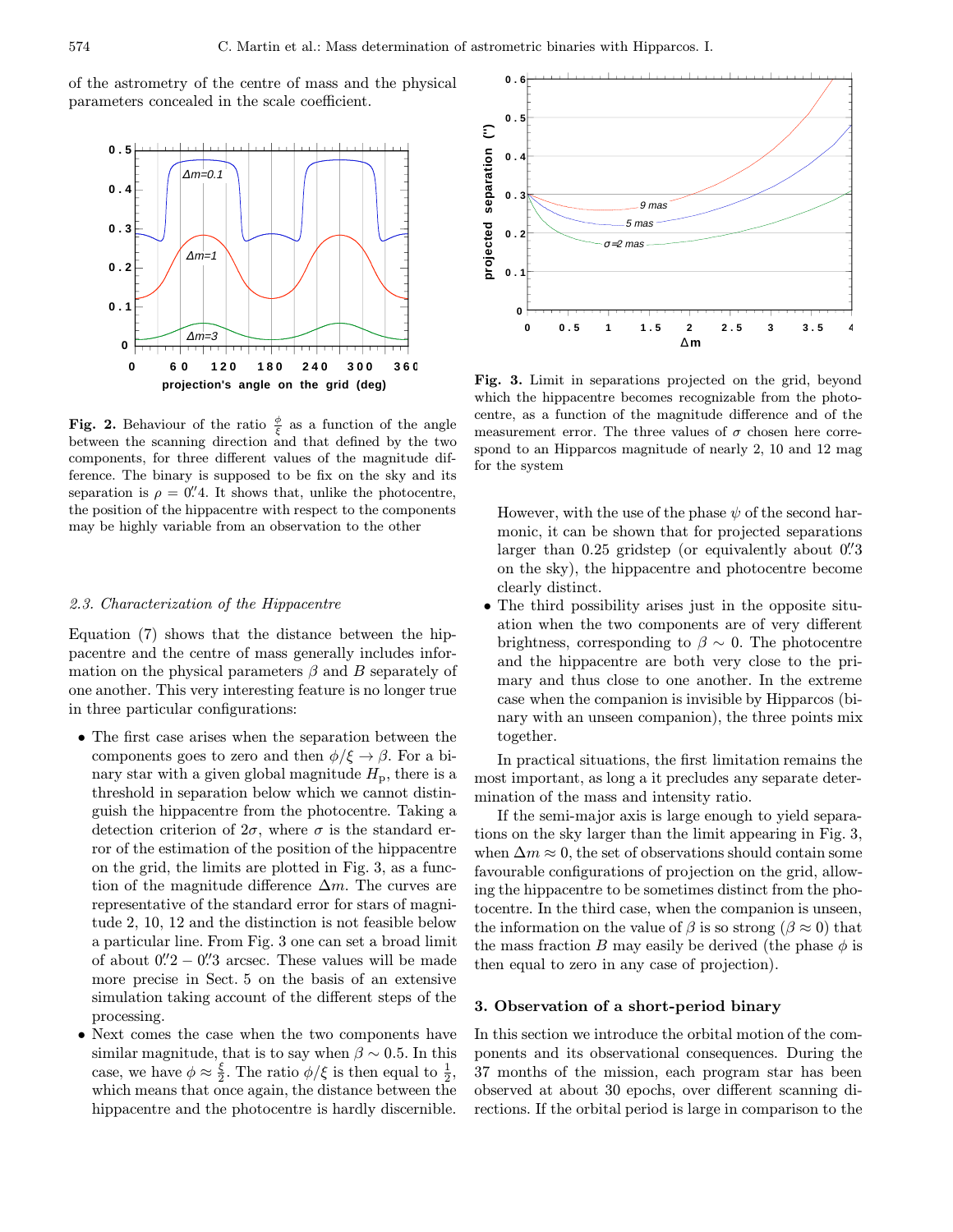of the astrometry of the centre of mass and the physical parameters concealed in the scale coefficient.

**Fig. 2.** Behaviour of the ratio $\frac{\phi}{\xi}$ as a function of the angle between the scanning direction and that defined by the two components, for three different values of the magnitude difference. The binary is supposed to be fix on the sky and its separation is $\rho = 0.''4$. It shows that, unlike the photocentre, the position of the hippacentre with respect to the components may be highly variable from an observation to the other

### 2.3. Characterization of the Hippacentre

Equation (7) shows that the distance between the hippacentre and the centre of mass generally includes information on the physical parameters $\beta$ and $B$ separately of one another. This very interesting feature is no longer true in three particular configurations:

- The first case arises when the separation between the components goes to zero and then $\phi/\xi \to \beta$. For a binary star with a given global magnitude $H_\mathrm{p}$, there is a threshold in separation below which we cannot distinguish the hippacentre from the photocentre. Taking a detection criterion of $2\sigma$, where $\sigma$ is the standard error of the estimation of the position of the hippacentre on the grid, the limits are plotted in Fig. 3, as a function of the magnitude difference $\Delta m$. The curves are representative of the standard error for stars of magnitude 2, 10, 12 and the distinction is not feasible below a particular line. From Fig. 3 one can set a broad limit of about $0.''2 - 0.''3$ arcsec. These values will be made more precise in Sect. 5 on the basis of an extensive simulation taking account of the different steps of the processing.
- Next comes the case when the two components have similar magnitude, that is to say when $\beta \sim 0.5$. In this case, we have $\phi \approx \frac{\xi}{2}$. The ratio $\phi/\xi$ is then equal to $\frac{1}{2}$, which means that once again, the distance between the hippacentre and the photocentre is hardly discernible.

**Fig. 3.** Limit in separations projected on the grid, beyond which the hippacentre becomes recognizable from the photocentre, as a function of the magnitude difference and of the measurement error. The three values of $\sigma$ chosen here correspond to an Hipparcos magnitude of nearly 2, 10 and 12 mag for the system

However, with the use of the phase $\psi$ of the second harmonic, it can be shown that for projected separations larger than 0.25 gridstep (or equivalently about $0.''3$ on the sky), the hippacentre and photocentre become clearly distinct.
- The third possibility arises just in the opposite situation when the two components are of very different brightness, corresponding to $\beta \sim 0$. The photocentre and the hippacentre are both very close to the primary and thus close to one another. In the extreme case when the companion is invisible by Hipparcos (binary with an unseen companion), the three points mix together.

In practical situations, the first limitation remains the most important, as long a it precludes any separate determination of the mass and intensity ratio.

If the semi-major axis is large enough to yield separations on the sky larger than the limit appearing in Fig. 3, when $\Delta m \approx 0$, the set of observations should contain some favourable configurations of projection on the grid, allowing the hippacentre to be sometimes distinct from the photocentre. In the third case, when the companion is unseen, the information on the value of $\beta$ is so strong ($\beta \approx 0$) that the mass fraction $B$ may easily be derived (the phase $\phi$ is then equal to zero in any case of projection).

## 3. Observation of a short-period binary

In this section we introduce the orbital motion of the components and its observational consequences. During the 37 months of the mission, each program star has been observed at about 30 epochs, over different scanning directions. If the orbital period is large in comparison to the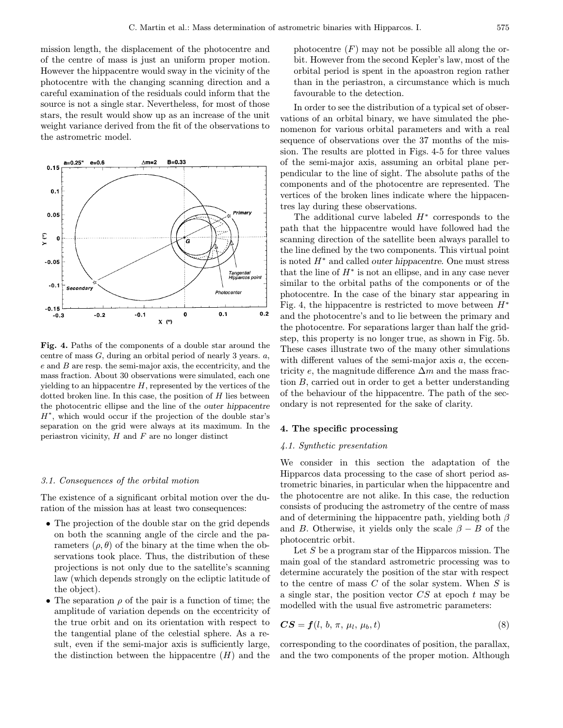mission length, the displacement of the photocentre and of the centre of mass is just an uniform proper motion. However the hippacentre would sway in the vicinity of the photocentre with the changing scanning direction and a careful examination of the residuals could inform that the source is not a single star. Nevertheless, for most of those stars, the result would show up as an increase of the unit weight variance derived from the fit of the observations to the astrometric model.

**Fig. 4.** Paths of the components of a double star around the centre of mass $G$, during an orbital period of nearly 3 years. $a$, $e$ and $B$ are resp. the semi-major axis, the eccentricity, and the mass fraction. About 30 observations were simulated, each one yielding to an hippacentre $H$, represented by the vertices of the dotted broken line. In this case, the position of $H$ lies between the photocentric ellipse and the line of the *outer hippacentre* $H^*$, which would occur if the projection of the double star's separation on the grid were always at its maximum. In the periastron vicinity, $H$ and $F$ are no longer distinct

### 3.1. Consequences of the orbital motion

The existence of a significant orbital motion over the duration of the mission has at least two consequences:

- The projection of the double star on the grid depends on both the scanning angle of the circle and the parameters $(\rho, \theta)$ of the binary at the time when the observations took place. Thus, the distribution of these projections is not only due to the satellite's scanning law (which depends strongly on the ecliptic latitude of the object).
- The separation $\rho$ of the pair is a function of time; the amplitude of variation depends on the eccentricity of the true orbit and on its orientation with respect to the tangential plane of the celestial sphere. As a result, even if the semi-major axis is sufficiently large, the distinction between the hippacentre ($H$) and the photocentre ($F$) may not be possible all along the orbit. However from the second Kepler's law, most of the orbital period is spent in the apoastron region rather than in the periastron, a circumstance which is much favourable to the detection.

In order to see the distribution of a typical set of observations of an orbital binary, we have simulated the phenomenon for various orbital parameters and with a real sequence of observations over the 37 months of the mission. The results are plotted in Figs. 4-5 for three values of the semi-major axis, assuming an orbital plane perpendicular to the line of sight. The absolute paths of the components and of the photocentre are represented. The vertices of the broken lines indicate where the hippacentres lay during these observations.

The additional curve labeled $H^*$ corresponds to the path that the hippacentre would have followed had the scanning direction of the satellite been always parallel to the line defined by the two components. This virtual point is noted $H^*$ and called *outer hippacentre*. One must stress that the line of $H^*$ is not an ellipse, and in any case never similar to the orbital paths of the components or of the photocentre. In the case of the binary star appearing in Fig. 4, the hippacentre is restricted to move between $H^*$ and the photocentre's and to lie between the primary and the photocentre. For separations larger than half the grid-step, this property is no longer true, as shown in Fig. 5b. These cases illustrate two of the many other simulations with different values of the semi-major axis $a$, the eccentricity $e$, the magnitude difference $\Delta m$ and the mass fraction $B$, carried out in order to get a better understanding of the behaviour of the hippacentre. The path of the secondary is not represented for the sake of clarity.

## 4. The specific processing

### 4.1. Synthetic presentation

We consider in this section the adaptation of the Hipparcos data processing to the case of short period astrometric binaries, in particular when the hippacentre and the photocentre are not alike. In this case, the reduction consists of producing the astrometry of the centre of mass and of determining the hippacentre path, yielding both $\beta$ and $B$. Otherwise, it yields only the scale $\beta - B$ of the photocentric orbit.

Let $S$ be a program star of the Hipparcos mission. The main goal of the standard astrometric processing was to determine accurately the position of the star with respect to the centre of mass $C$ of the solar system. When $S$ is a single star, the position vector $CS$ at epoch $t$ may be modelled with the usual five astrometric parameters:

$$\boldsymbol{CS} = \boldsymbol{f}(l,\, b,\, \pi,\, \mu_l,\, \mu_b, t) \tag{8}$$

corresponding to the coordinates of position, the parallax, and the two components of the proper motion. Although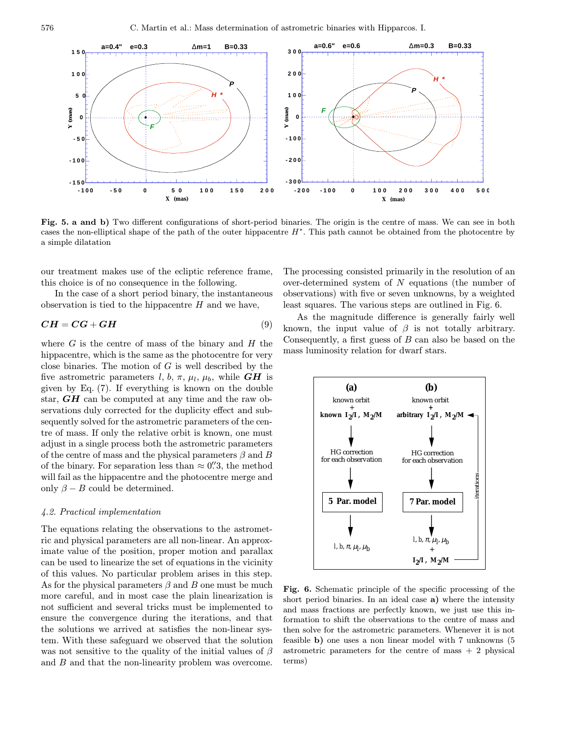**Fig. 5. a and b)** Two different configurations of short-period binaries. The origin is the centre of mass. We can see in both cases the non-elliptical shape of the path of the outer hippacentre $H^*$. This path cannot be obtained from the photocentre by a simple dilatation

our treatment makes use of the ecliptic reference frame, this choice is of no consequence in the following.

In the case of a short period binary, the instantaneous observation is tied to the hippacentre $H$ and we have,

$$\boldsymbol{CH} = \boldsymbol{CG} + \boldsymbol{GH} \tag{9}$$

where $G$ is the centre of mass of the binary and $H$ the hippacentre, which is the same as the photocentre for very close binaries. The motion of $G$ is well described by the five astrometric parameters $l$, $b$, $\pi$, $\mu_l$, $\mu_b$, while $\boldsymbol{GH}$ is given by Eq. (7). If everything is known on the double star, $\boldsymbol{GH}$ can be computed at any time and the raw observations duly corrected for the duplicity effect and subsequently solved for the astrometric parameters of the centre of mass. If only the relative orbit is known, one must adjust in a single process both the astrometric parameters of the centre of mass and the physical parameters $\beta$ and $B$ of the binary. For separation less than $\approx 0\overset{''}{.}3$, the method will fail as the hippacentre and the photocentre merge and only $\beta - B$ could be determined.

### *4.2. Practical implementation*

The equations relating the observations to the astrometric and physical parameters are all non-linear. An approximate value of the position, proper motion and parallax can be used to linearize the set of equations in the vicinity of this values. No particular problem arises in this step. As for the physical parameters $\beta$ and $B$ one must be much more careful, and in most case the plain linearization is not sufficient and several tricks must be implemented to ensure the convergence during the iterations, and that the solutions we arrived at satisfies the non-linear system. With these safeguard we observed that the solution was not sensitive to the quality of the initial values of $\beta$ and $B$ and that the non-linearity problem was overcome. The processing consisted primarily in the resolution of an over-determined system of $N$ equations (the number of observations) with five or seven unknowns, by a weighted least squares. The various steps are outlined in Fig. 6.

As the magnitude difference is generally fairly well known, the input value of $\beta$ is not totally arbitrary. Consequently, a first guess of $B$ can also be based on the mass luminosity relation for dwarf stars.

**Fig. 6.** Schematic principle of the specific processing of the short period binaries. In an ideal case **a)** where the intensity and mass fractions are perfectly known, we just use this information to shift the observations to the centre of mass and then solve for the astrometric parameters. Whenever it is not feasible **b)** one uses a non linear model with 7 unknowns (5 astrometric parameters for the centre of mass + 2 physical terms)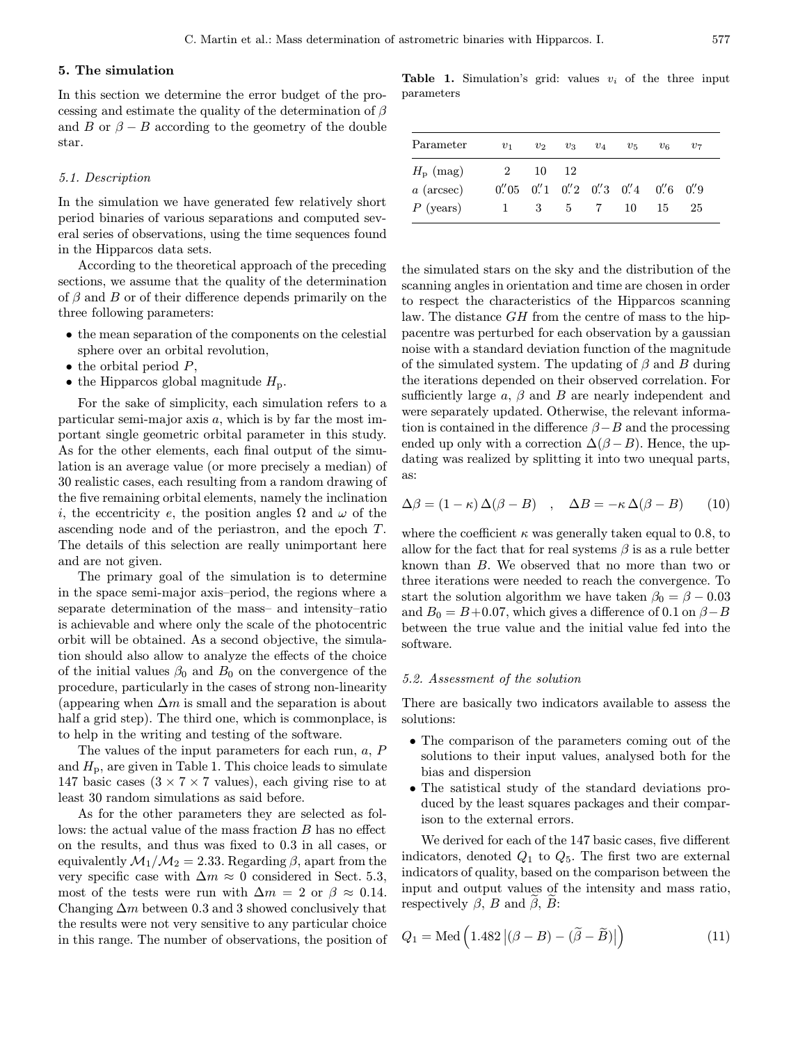## 5. The simulation

In this section we determine the error budget of the processing and estimate the quality of the determination of $\beta$ and $B$ or $\beta - B$ according to the geometry of the double star.

### 5.1. Description

In the simulation we have generated few relatively short period binaries of various separations and computed several series of observations, using the time sequences found in the Hipparcos data sets.

According to the theoretical approach of the preceding sections, we assume that the quality of the determination of $\beta$ and $B$ or of their difference depends primarily on the three following parameters:

- the mean separation of the components on the celestial sphere over an orbital revolution,
- the orbital period $P$,
- the Hipparcos global magnitude $H_{\rm p}$.

For the sake of simplicity, each simulation refers to a particular semi-major axis $a$, which is by far the most important single geometric orbital parameter in this study. As for the other elements, each final output of the simulation is an average value (or more precisely a median) of 30 realistic cases, each resulting from a random drawing of the five remaining orbital elements, namely the inclination $i$, the eccentricity $e$, the position angles $\Omega$ and $\omega$ of the ascending node and of the periastron, and the epoch $T$. The details of this selection are really unimportant here and are not given.

The primary goal of the simulation is to determine in the space semi-major axis–period, the regions where a separate determination of the mass– and intensity–ratio is achievable and where only the scale of the photocentric orbit will be obtained. As a second objective, the simulation should also allow to analyze the effects of the choice of the initial values $\beta_0$ and $B_0$ on the convergence of the procedure, particularly in the cases of strong non-linearity (appearing when $\Delta m$ is small and the separation is about half a grid step). The third one, which is commonplace, is to help in the writing and testing of the software.

The values of the input parameters for each run, $a$, $P$ and $H_{\rm p}$, are given in Table 1. This choice leads to simulate 147 basic cases ($3 \times 7 \times 7$ values), each giving rise to at least 30 random simulations as said before.

As for the other parameters they are selected as follows: the actual value of the mass fraction $B$ has no effect on the results, and thus was fixed to 0.3 in all cases, or equivalently $\mathcal{M}_1/\mathcal{M}_2 = 2.33$. Regarding $\beta$, apart from the very specific case with $\Delta m \approx 0$ considered in Sect. 5.3, most of the tests were run with $\Delta m = 2$ or $\beta \approx 0.14$. Changing $\Delta m$ between 0.3 and 3 showed conclusively that the results were not very sensitive to any particular choice in this range. The number of observations, the position of the simulated stars on the sky and the distribution of the scanning angles in orientation and time are chosen in order to respect the characteristics of the Hipparcos scanning law. The distance $GH$ from the centre of mass to the hippacentre was perturbed for each observation by a gaussian noise with a standard deviation function of the magnitude of the simulated system. The updating of $\beta$ and $B$ during the iterations depended on their observed correlation. For sufficiently large $a$, $\beta$ and $B$ are nearly independent and were separately updated. Otherwise, the relevant information is contained in the difference $\beta - B$ and the processing ended up only with a correction $\Delta(\beta - B)$. Hence, the updating was realized by splitting it into two unequal parts, as:

$$\Delta\beta = (1-\kappa)\,\Delta(\beta - B) \quad , \quad \Delta B = -\kappa\,\Delta(\beta - B) \qquad (10)$$

where the coefficient $\kappa$ was generally taken equal to 0.8, to allow for the fact that for real systems $\beta$ is as a rule better known than $B$. We observed that no more than two or three iterations were needed to reach the convergence. To start the solution algorithm we have taken $\beta_0 = \beta - 0.03$ and $B_0 = B + 0.07$, which gives a difference of 0.1 on $\beta - B$ between the true value and the initial value fed into the software.

**Table 1.** Simulation's grid: values $v_i$ of the three input parameters

| Parameter | $v_1$ | $v_2$ | $v_3$ | $v_4$ | $v_5$ | $v_6$ | $v_7$ |
|---|---|---|---|---|---|---|---|
| $H_{\rm p}$ (mag) | 2 | 10 | 12 | | | | |
| $a$ (arcsec) | $0''\!.05$ | $0''\!.1$ | $0''\!.2$ | $0''\!.3$ | $0''\!.4$ | $0''\!.6$ | $0''\!.9$ |
| $P$ (years) | 1 | 3 | 5 | 7 | 10 | 15 | 25 |

### 5.2. Assessment of the solution

There are basically two indicators available to assess the solutions:

- The comparison of the parameters coming out of the solutions to their input values, analysed both for the bias and dispersion
- The satistical study of the standard deviations produced by the least squares packages and their comparison to the external errors.

We derived for each of the 147 basic cases, five different indicators, denoted $Q_1$ to $Q_5$. The first two are external indicators of quality, based on the comparison between the input and output values of the intensity and mass ratio, respectively $\beta$, $B$ and $\widetilde{\beta}$, $\widetilde{B}$:

$$Q_1 = {\rm Med}\left(1.482\left|(\beta - B) - (\widetilde{\beta} - \widetilde{B})\right|\right) \qquad (11)$$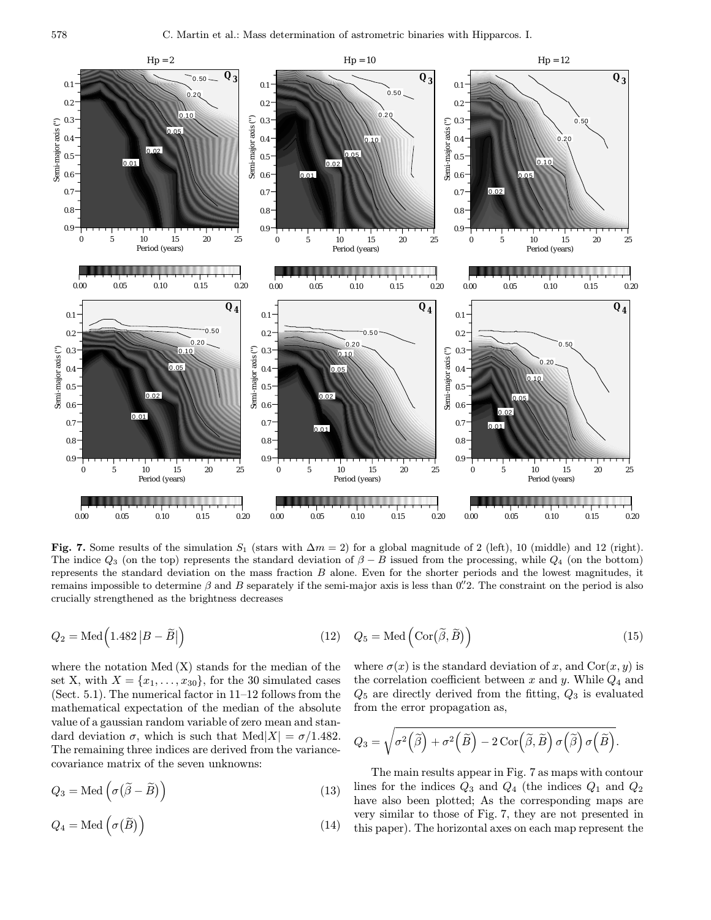**Fig. 7.** Some results of the simulation $S_1$ (stars with $\Delta m = 2$) for a global magnitude of 2 (left), 10 (middle) and 12 (right). The indice $Q_3$ (on the top) represents the standard deviation of $\beta - B$ issued from the processing, while $Q_4$ (on the bottom) represents the standard deviation on the mass fraction $B$ alone. Even for the shorter periods and the lowest magnitudes, it remains impossible to determine $\beta$ and $B$ separately if the semi-major axis is less than 0.″2. The constraint on the period is also crucially strengthened as the brightness decreases

$$Q_2 = \text{Med}\Big(1.482\,|B - \widetilde{B}|\Big) \tag{12}$$

where the notation Med (X) stands for the median of the set X, with $X = \{x_1, \ldots, x_{30}\}$, for the 30 simulated cases (Sect. 5.1). The numerical factor in 11–12 follows from the mathematical expectation of the median of the absolute value of a gaussian random variable of zero mean and standard deviation $\sigma$, which is such that $\text{Med}|X| = \sigma/1.482$. The remaining three indices are derived from the variance-covariance matrix of the seven unknowns:

$$Q_3 = \text{Med}\left(\sigma\big(\widetilde{\beta} - \widetilde{B}\big)\right) \tag{13}$$

$$Q_4 = \text{Med}\left(\sigma\big(\widetilde{B}\big)\right) \tag{14}$$

$$Q_5 = \text{Med}\left(\text{Cor}\big(\widetilde{\beta}, \widetilde{B}\big)\right) \tag{15}$$

where $\sigma(x)$ is the standard deviation of $x$, and $\text{Cor}(x, y)$ is the correlation coefficient between $x$ and $y$. While $Q_4$ and $Q_5$ are directly derived from the fitting, $Q_3$ is evaluated from the error propagation as,

$$Q_3 = \sqrt{\sigma^2\Big(\widetilde{\beta}\Big) + \sigma^2\Big(\widetilde{B}\Big) - 2\,\text{Cor}\Big(\widetilde{\beta}, \widetilde{B}\Big)\,\sigma\Big(\widetilde{\beta}\Big)\,\sigma\Big(\widetilde{B}\Big)}.$$

The main results appear in Fig. 7 as maps with contour lines for the indices $Q_3$ and $Q_4$ (the indices $Q_1$ and $Q_2$ have also been plotted; As the corresponding maps are very similar to those of Fig. 7, they are not presented in this paper). The horizontal axes on each map represent the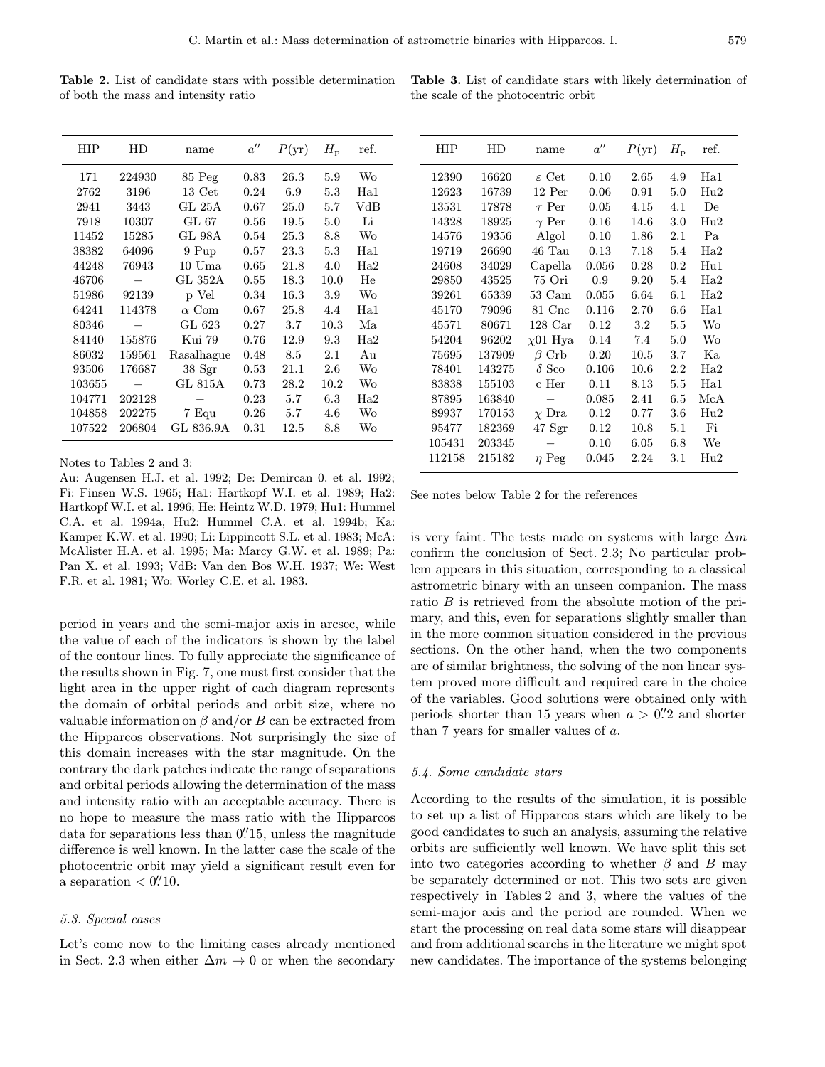**Table 2.** List of candidate stars with possible determination of both the mass and intensity ratio

| HIP | HD | name | $a''$ | $P$(yr) | $H_{\rm p}$ | ref. |
|---|---|---|---|---|---|---|
| 171 | 224930 | 85 Peg | 0.83 | 26.3 | 5.9 | Wo |
| 2762 | 3196 | 13 Cet | 0.24 | 6.9 | 5.3 | Ha1 |
| 2941 | 3443 | GL 25A | 0.67 | 25.0 | 5.7 | VdB |
| 7918 | 10307 | GL 67 | 0.56 | 19.5 | 5.0 | Li |
| 11452 | 15285 | GL 98A | 0.54 | 25.3 | 8.8 | Wo |
| 38382 | 64096 | 9 Pup | 0.57 | 23.3 | 5.3 | Ha1 |
| 44248 | 76943 | 10 Uma | 0.65 | 21.8 | 4.0 | Ha2 |
| 46706 | – | GL 352A | 0.55 | 18.3 | 10.0 | He |
| 51986 | 92139 | p Vel | 0.34 | 16.3 | 3.9 | Wo |
| 64241 | 114378 | $\alpha$ Com | 0.67 | 25.8 | 4.4 | Ha1 |
| 80346 | – | GL 623 | 0.27 | 3.7 | 10.3 | Ma |
| 84140 | 155876 | Kui 79 | 0.76 | 12.9 | 9.3 | Ha2 |
| 86032 | 159561 | Rasalhague | 0.48 | 8.5 | 2.1 | Au |
| 93506 | 176687 | 38 Sgr | 0.53 | 21.1 | 2.6 | Wo |
| 103655 | – | GL 815A | 0.73 | 28.2 | 10.2 | Wo |
| 104771 | 202128 | – | 0.23 | 5.7 | 6.3 | Ha2 |
| 104858 | 202275 | 7 Equ | 0.26 | 5.7 | 4.6 | Wo |
| 107522 | 206804 | GL 836.9A | 0.31 | 12.5 | 8.8 | Wo |

Notes to Tables 2 and 3:

Au: Augensen H.J. et al. 1992; De: Demircan 0. et al. 1992; Fi: Finsen W.S. 1965; Ha1: Hartkopf W.I. et al. 1989; Ha2: Hartkopf W.I. et al. 1996; He: Heintz W.D. 1979; Hu1: Hummel C.A. et al. 1994a, Hu2: Hummel C.A. et al. 1994b; Ka: Kamper K.W. et al. 1990; Li: Lippincott S.L. et al. 1983; McA: McAlister H.A. et al. 1995; Ma: Marcy G.W. et al. 1989; Pa: Pan X. et al. 1993; VdB: Van den Bos W.H. 1937; We: West F.R. et al. 1981; Wo: Worley C.E. et al. 1983.

**Table 3.** List of candidate stars with likely determination of the scale of the photocentric orbit

| HIP | HD | name | $a''$ | $P$(yr) | $H_{\rm p}$ | ref. |
|---|---|---|---|---|---|---|
| 12390 | 16620 | $\varepsilon$ Cet | 0.10 | 2.65 | 4.9 | Ha1 |
| 12623 | 16739 | 12 Per | 0.06 | 0.91 | 5.0 | Hu2 |
| 13531 | 17878 | $\tau$ Per | 0.05 | 4.15 | 4.1 | De |
| 14328 | 18925 | $\gamma$ Per | 0.16 | 14.6 | 3.0 | Hu2 |
| 14576 | 19356 | Algol | 0.10 | 1.86 | 2.1 | Pa |
| 19719 | 26690 | 46 Tau | 0.13 | 7.18 | 5.4 | Ha2 |
| 24608 | 34029 | Capella | 0.056 | 0.28 | 0.2 | Hu1 |
| 29850 | 43525 | 75 Ori | 0.9 | 9.20 | 5.4 | Ha2 |
| 39261 | 65339 | 53 Cam | 0.055 | 6.64 | 6.1 | Ha2 |
| 45170 | 79096 | 81 Cnc | 0.116 | 2.70 | 6.6 | Ha1 |
| 45571 | 80671 | 128 Car | 0.12 | 3.2 | 5.5 | Wo |
| 54204 | 96202 | $\chi$01 Hya | 0.14 | 7.4 | 5.0 | Wo |
| 75695 | 137909 | $\beta$ Crb | 0.20 | 10.5 | 3.7 | Ka |
| 78401 | 143275 | $\delta$ Sco | 0.106 | 10.6 | 2.2 | Ha2 |
| 83838 | 155103 | c Her | 0.11 | 8.13 | 5.5 | Ha1 |
| 87895 | 163840 | – | 0.085 | 2.41 | 6.5 | McA |
| 89937 | 170153 | $\chi$ Dra | 0.12 | 0.77 | 3.6 | Hu2 |
| 95477 | 182369 | 47 Sgr | 0.12 | 10.8 | 5.1 | Fi |
| 105431 | 203345 | – | 0.10 | 6.05 | 6.8 | We |
| 112158 | 215182 | $\eta$ Peg | 0.045 | 2.24 | 3.1 | Hu2 |

See notes below Table 2 for the references

period in years and the semi-major axis in arcsec, while the value of each of the indicators is shown by the label of the contour lines. To fully appreciate the significance of the results shown in Fig. 7, one must first consider that the light area in the upper right of each diagram represents the domain of orbital periods and orbit size, where no valuable information on $\beta$ and/or $B$ can be extracted from the Hipparcos observations. Not surprisingly the size of this domain increases with the star magnitude. On the contrary the dark patches indicate the range of separations and orbital periods allowing the determination of the mass and intensity ratio with an acceptable accuracy. There is no hope to measure the mass ratio with the Hipparcos data for separations less than $0\farcs15$, unless the magnitude difference is well known. In the latter case the scale of the photocentric orbit may yield a significant result even for a separation $< 0\farcs10$.

### 5.3. Special cases

Let's come now to the limiting cases already mentioned in Sect. 2.3 when either $\Delta m \to 0$ or when the secondary is very faint. The tests made on systems with large $\Delta m$ confirm the conclusion of Sect. 2.3; No particular problem appears in this situation, corresponding to a classical astrometric binary with an unseen companion. The mass ratio $B$ is retrieved from the absolute motion of the primary, and this, even for separations slightly smaller than in the more common situation considered in the previous sections. On the other hand, when the two components are of similar brightness, the solving of the non linear system proved more difficult and required care in the choice of the variables. Good solutions were obtained only with periods shorter than 15 years when $a > 0\farcs2$ and shorter than 7 years for smaller values of $a$.

### 5.4. Some candidate stars

According to the results of the simulation, it is possible to set up a list of Hipparcos stars which are likely to be good candidates to such an analysis, assuming the relative orbits are sufficiently well known. We have split this set into two categories according to whether $\beta$ and $B$ may be separately determined or not. This two sets are given respectively in Tables 2 and 3, where the values of the semi-major axis and the period are rounded. When we start the processing on real data some stars will disappear and from additional searchs in the literature we might spot new candidates. The importance of the systems belonging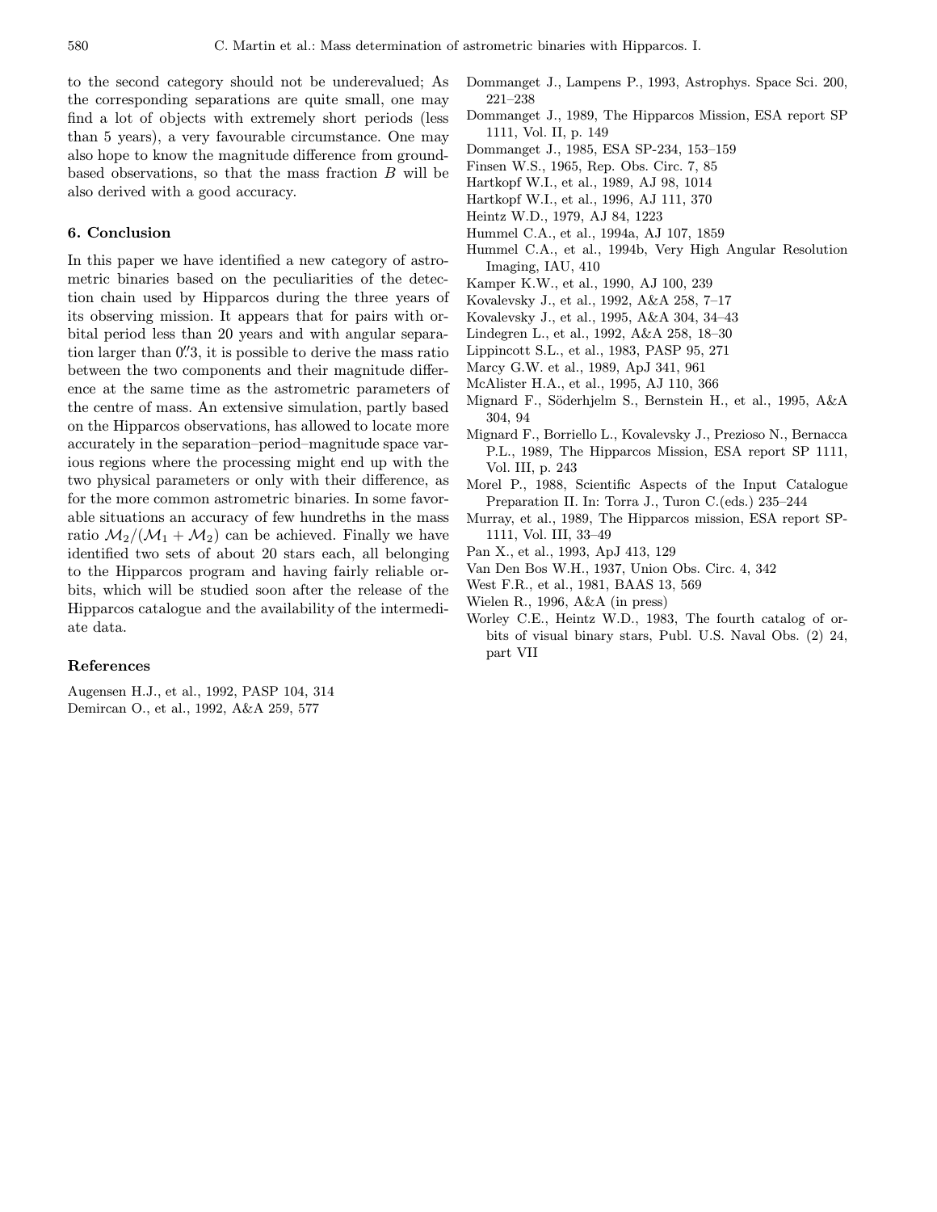to the second category should not be underevalued; As the corresponding separations are quite small, one may find a lot of objects with extremely short periods (less than 5 years), a very favourable circumstance. One may also hope to know the magnitude difference from ground-based observations, so that the mass fraction $B$ will be also derived with a good accuracy.

## 6. Conclusion

In this paper we have identified a new category of astrometric binaries based on the peculiarities of the detection chain used by Hipparcos during the three years of its observing mission. It appears that for pairs with orbital period less than 20 years and with angular separation larger than $0\overset{''}{.}3$, it is possible to derive the mass ratio between the two components and their magnitude difference at the same time as the astrometric parameters of the centre of mass. An extensive simulation, partly based on the Hipparcos observations, has allowed to locate more accurately in the separation–period–magnitude space various regions where the processing might end up with the two physical parameters or only with their difference, as for the more common astrometric binaries. In some favorable situations an accuracy of few hundreths in the mass ratio $\mathcal{M}_2/(\mathcal{M}_1 + \mathcal{M}_2)$ can be achieved. Finally we have identified two sets of about 20 stars each, all belonging to the Hipparcos program and having fairly reliable orbits, which will be studied soon after the release of the Hipparcos catalogue and the availability of the intermediate data.

## References

Augensen H.J., et al., 1992, PASP 104, 314

Demircan O., et al., 1992, A&A 259, 577

Dommanget J., Lampens P., 1993, Astrophys. Space Sci. 200, 221–238

Dommanget J., 1989, The Hipparcos Mission, ESA report SP 1111, Vol. II, p. 149

Dommanget J., 1985, ESA SP-234, 153–159

Finsen W.S., 1965, Rep. Obs. Circ. 7, 85

Hartkopf W.I., et al., 1989, AJ 98, 1014

Hartkopf W.I., et al., 1996, AJ 111, 370

Heintz W.D., 1979, AJ 84, 1223

Hummel C.A., et al., 1994a, AJ 107, 1859

Hummel C.A., et al., 1994b, Very High Angular Resolution Imaging, IAU, 410

Kamper K.W., et al., 1990, AJ 100, 239

Kovalevsky J., et al., 1992, A&A 258, 7–17

Kovalevsky J., et al., 1995, A&A 304, 34–43

Lindegren L., et al., 1992, A&A 258, 18–30

Lippincott S.L., et al., 1983, PASP 95, 271

Marcy G.W. et al., 1989, ApJ 341, 961

McAlister H.A., et al., 1995, AJ 110, 366

Mignard F., Söderhjelm S., Bernstein H., et al., 1995, A&A 304, 94

Mignard F., Borriello L., Kovalevsky J., Prezioso N., Bernacca P.L., 1989, The Hipparcos Mission, ESA report SP 1111, Vol. III, p. 243

Morel P., 1988, Scientific Aspects of the Input Catalogue Preparation II. In: Torra J., Turon C.(eds.) 235–244

Murray, et al., 1989, The Hipparcos mission, ESA report SP-1111, Vol. III, 33–49

Pan X., et al., 1993, ApJ 413, 129

Van Den Bos W.H., 1937, Union Obs. Circ. 4, 342

West F.R., et al., 1981, BAAS 13, 569

Wielen R., 1996, A&A (in press)

Worley C.E., Heintz W.D., 1983, The fourth catalog of orbits of visual binary stars, Publ. U.S. Naval Obs. (2) 24, part VII